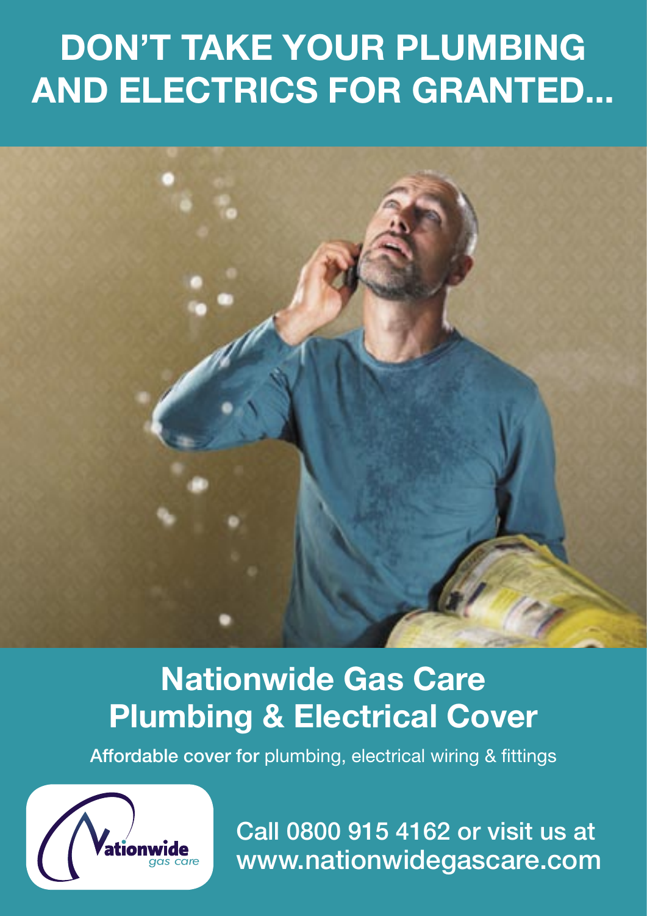# DON'T TAKE YOUR PLUMBING AND ELECTRICS FOR GRANTED...

## Nationwide Gas Care Plumbing & Electrical Cover

**Affordable cover for** plumbing, electrical wiring & fittings

Nationwide gas care

Call 0800 915 4162 or visit us at www.nationwidegascare.com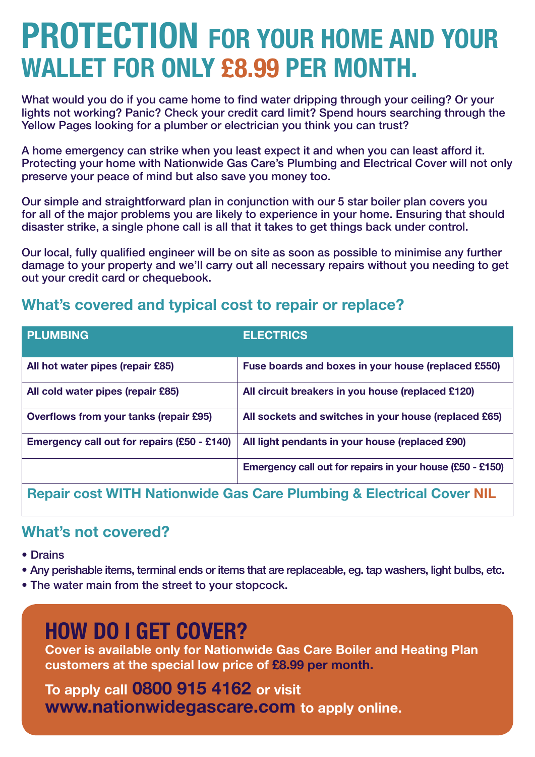# PROTECTION FOR YOUR HOME AND YOUR WALLET FOR ONLY £8.99 PER MONTH.

What would you do if you came home to find water dripping through your ceiling? Or your lights not working? Panic? Check your credit card limit? Spend hours searching through the Yellow Pages looking for a plumber or electrician you think you can trust?

A home emergency can strike when you least expect it and when you can least afford it. Protecting your home with Nationwide Gas Care's Plumbing and Electrical Cover will not only preserve your peace of mind but also save you money too.

Our simple and straightforward plan in conjunction with our 5 star boiler plan covers you for all of the major problems you are likely to experience in your home. Ensuring that should disaster strike, a single phone call is all that it takes to get things back under control.

Our local, fully qualified engineer will be on site as soon as possible to minimise any further damage to your property and we'll carry out all necessary repairs without you needing to get out your credit card or chequebook.

## What's covered and typical cost to repair or replace?

| PLUMBING | ELECTRICS |
|---|---|
| All hot water pipes (repair £85) | Fuse boards and boxes in your house (replaced £550) |
| All cold water pipes (repair £85) | All circuit breakers in you house (replaced £120) |
| Overflows from your tanks (repair £95) | All sockets and switches in your house (replaced £65) |
| Emergency call out for repairs (£50 - £140) | All light pendants in your house (replaced £90) |
| | Emergency call out for repairs in your house (£50 - £150) |
| **Repair cost WITH Nationwide Gas Care Plumbing & Electrical Cover NIL** | |

## What's not covered?

- Drains
- Any perishable items, terminal ends or items that are replaceable, eg. tap washers, light bulbs, etc.
- The water main from the street to your stopcock.

## HOW DO I GET COVER?

**Cover is available only for Nationwide Gas Care Boiler and Heating Plan customers at the special low price of £8.99 per month.**

**To apply call 0800 915 4162 or visit www.nationwidegascare.com to apply online.**